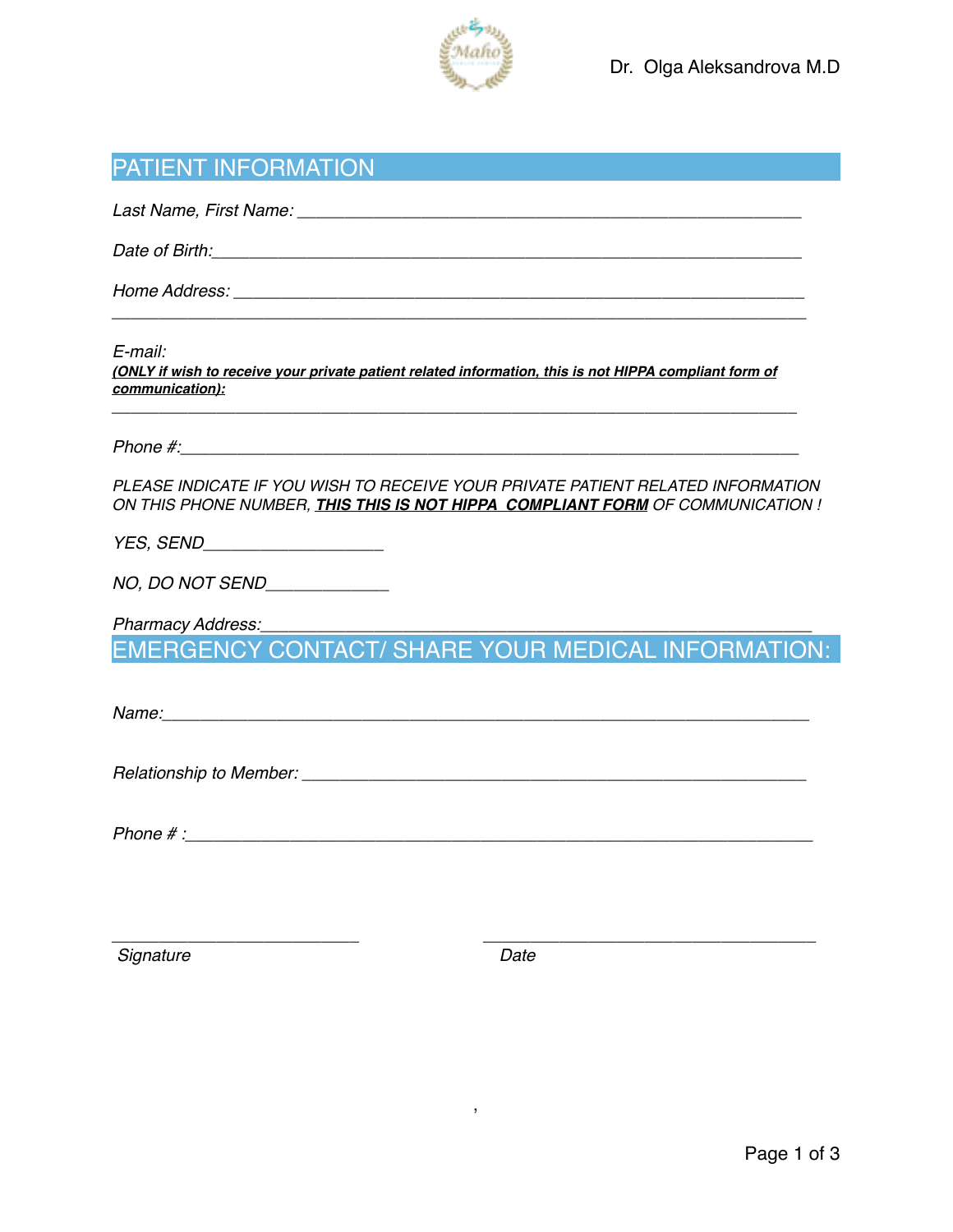Dr. Olga Aleksandrova M.D

## PATIENT INFORMATION

*Last Name, First Name:* ______________________________________________________

*Date of Birth:*__________________________________________________________

*Home Address:* _______________________________________________________
__________________________________________________________________

*E-mail:*
***(ONLY if wish to receive your private patient related information, this is not HIPPA compliant form of communication):***
__________________________________________________________________

*Phone #:*_______________________________________________________

*PLEASE INDICATE IF YOU WISH TO RECEIVE YOUR PRIVATE PATIENT RELATED INFORMATION ON THIS PHONE NUMBER, **THIS THIS IS NOT HIPPA COMPLIANT FORM** OF COMMUNICATION !*

*YES, SEND*__________________

*NO, DO NOT SEND*____________

*Pharmacy Address:*_______________________________________________

## EMERGENCY CONTACT/ SHARE YOUR MEDICAL INFORMATION:

*Name:*________________________________________________________

*Relationship to Member:* _______________________________________________

*Phone # :*______________________________________________________

_________________________ *Signature*

_________________________ *Date*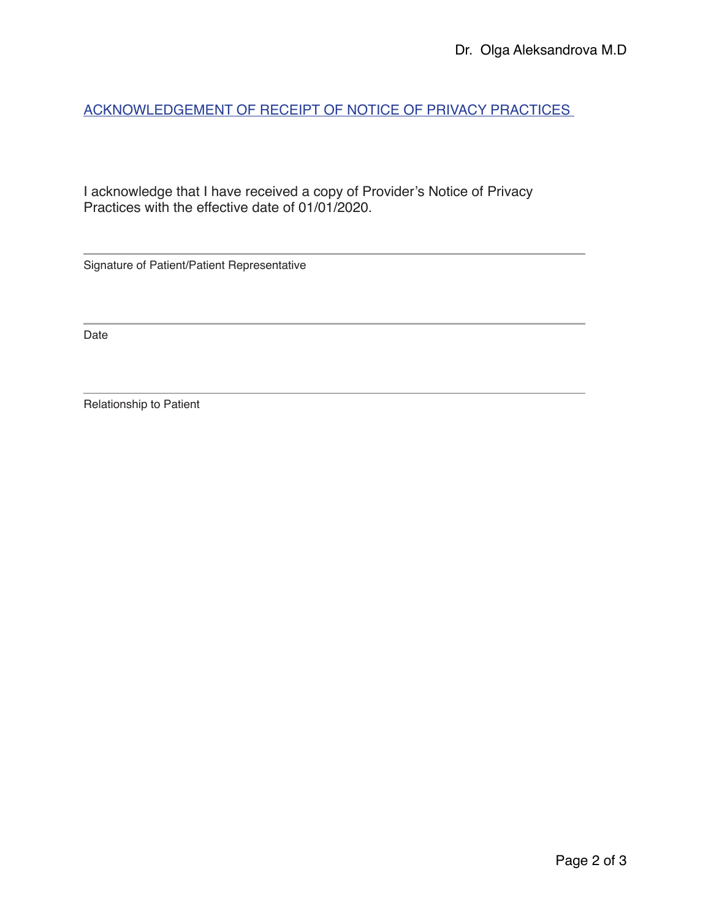## ACKNOWLEDGEMENT OF RECEIPT OF NOTICE OF PRIVACY PRACTICES

I acknowledge that I have received a copy of Provider's Notice of Privacy Practices with the effective date of 01/01/2020.

______________________________________________

Signature of Patient/Patient Representative

______________________________________________

Date

______________________________________________

Relationship to Patient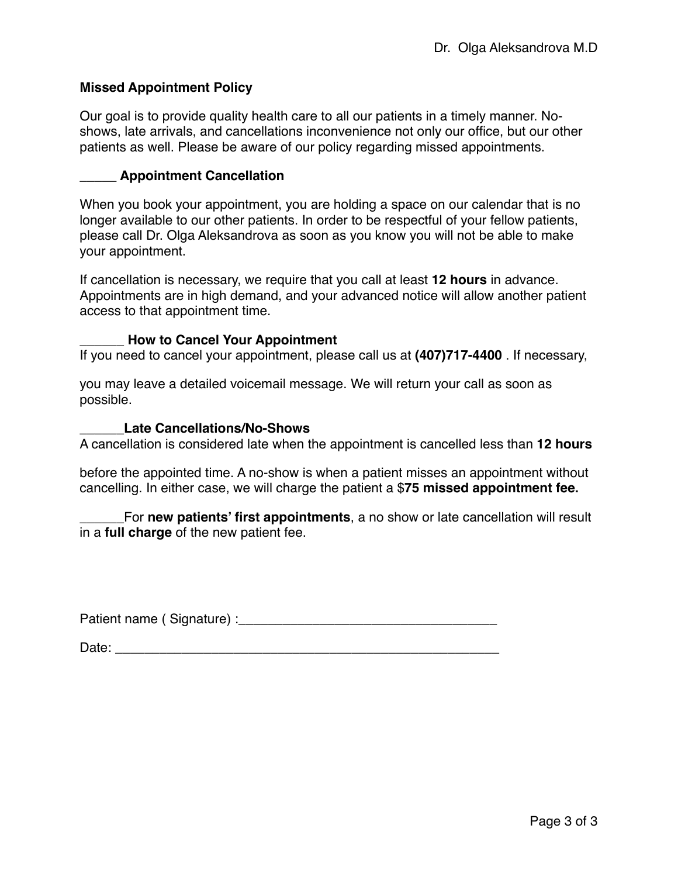**Missed Appointment Policy**

Our goal is to provide quality health care to all our patients in a timely manner. No-shows, late arrivals, and cancellations inconvenience not only our office, but our other patients as well. Please be aware of our policy regarding missed appointments.

_____ **Appointment Cancellation**

When you book your appointment, you are holding a space on our calendar that is no longer available to our other patients. In order to be respectful of your fellow patients, please call Dr. Olga Aleksandrova as soon as you know you will not be able to make your appointment.

If cancellation is necessary, we require that you call at least **12 hours** in advance. Appointments are in high demand, and your advanced notice will allow another patient access to that appointment time.

______ **How to Cancel Your Appointment**

If you need to cancel your appointment, please call us at **(407)717-4400** . If necessary, you may leave a detailed voicemail message. We will return your call as soon as possible.

______**Late Cancellations/No-Shows**

A cancellation is considered late when the appointment is cancelled less than **12 hours** before the appointed time. A no-show is when a patient misses an appointment without cancelling. In either case, we will charge the patient a $**75 missed appointment fee.**

______For **new patients' first appointments**, a no show or late cancellation will result in a **full charge** of the new patient fee.

Patient name ( Signature) :___________________________________

Date: _____________________________________________________